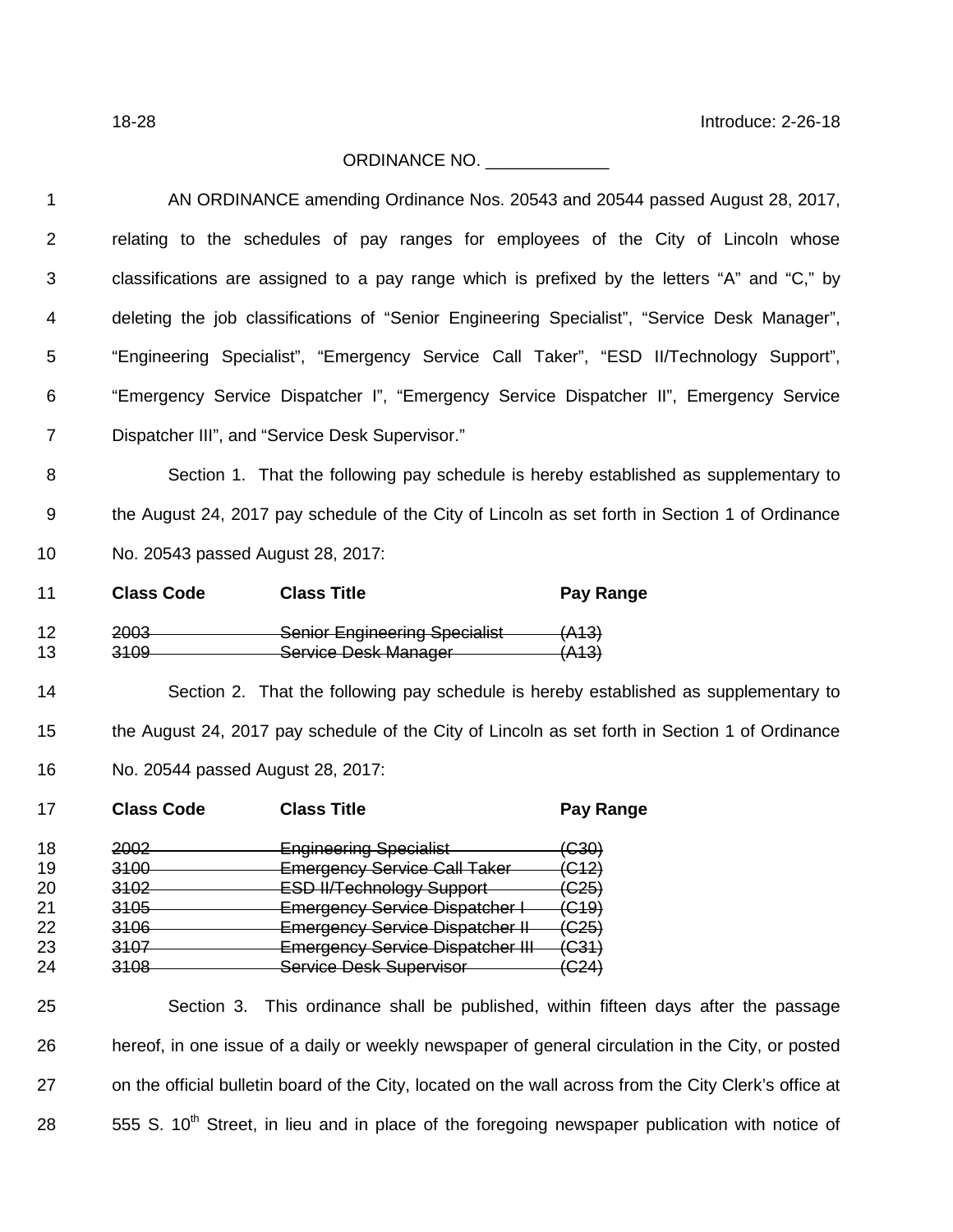18-28 Introduce: 2-26-18

ORDINANCE NO. _____________

AN ORDINANCE amending Ordinance Nos. 20543 and 20544 passed August 28, 2017, relating to the schedules of pay ranges for employees of the City of Lincoln whose classifications are assigned to a pay range which is prefixed by the letters "A" and "C," by deleting the job classifications of "Senior Engineering Specialist", "Service Desk Manager", "Engineering Specialist", "Emergency Service Call Taker", "ESD II/Technology Support", "Emergency Service Dispatcher I", "Emergency Service Dispatcher II", Emergency Service Dispatcher III", and "Service Desk Supervisor."

Section 1. That the following pay schedule is hereby established as supplementary to the August 24, 2017 pay schedule of the City of Lincoln as set forth in Section 1 of Ordinance No. 20543 passed August 28, 2017:

| Class Code | Class Title | Pay Range |
|---|---|---|
| ~~2003~~ | ~~Senior Engineering Specialist~~ | ~~(A13)~~ |
| ~~3109~~ | ~~Service Desk Manager~~ | ~~(A13)~~ |

Section 2. That the following pay schedule is hereby established as supplementary to the August 24, 2017 pay schedule of the City of Lincoln as set forth in Section 1 of Ordinance No. 20544 passed August 28, 2017:

| Class Code | Class Title | Pay Range |
|---|---|---|
| ~~2002~~ | ~~Engineering Specialist~~ | ~~(C30)~~ |
| ~~3100~~ | ~~Emergency Service Call Taker~~ | ~~(C12)~~ |
| ~~3102~~ | ~~ESD II/Technology Support~~ | ~~(C25)~~ |
| ~~3105~~ | ~~Emergency Service Dispatcher I~~ | ~~(C19)~~ |
| ~~3106~~ | ~~Emergency Service Dispatcher II~~ | ~~(C25)~~ |
| ~~3107~~ | ~~Emergency Service Dispatcher III~~ | ~~(C31)~~ |
| ~~3108~~ | ~~Service Desk Supervisor~~ | ~~(C24)~~ |

Section 3. This ordinance shall be published, within fifteen days after the passage hereof, in one issue of a daily or weekly newspaper of general circulation in the City, or posted on the official bulletin board of the City, located on the wall across from the City Clerk's office at 555 S. 10th Street, in lieu and in place of the foregoing newspaper publication with notice of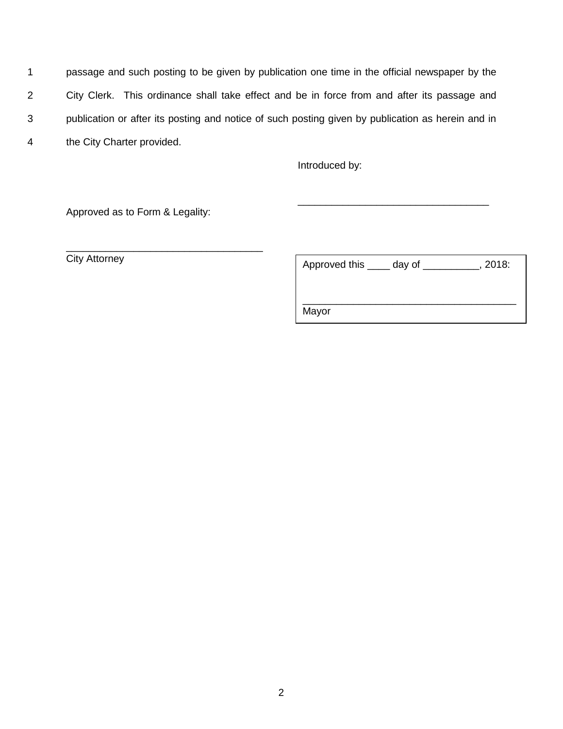passage and such posting to be given by publication one time in the official newspaper by the City Clerk. This ordinance shall take effect and be in force from and after its passage and publication or after its posting and notice of such posting given by publication as herein and in the City Charter provided.

Introduced by:

___________________________________

Approved as to Form & Legality:

___________________________________
City Attorney

Approved this ____ day of __________, 2018:

______________________________________
Mayor